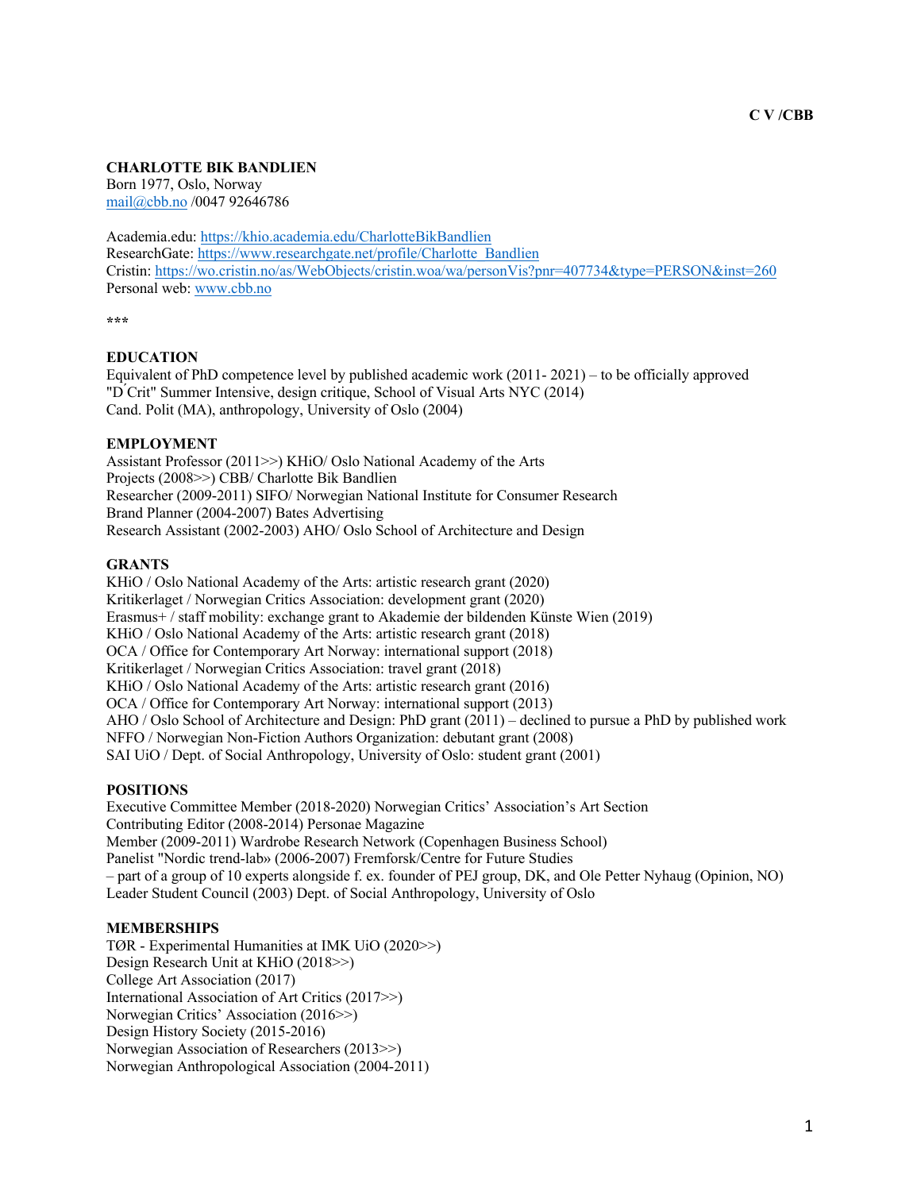**C V /CBB**

**CHARLOTTE BIK BANDLIEN**
Born 1977, Oslo, Norway
mail@cbb.no /0047 92646786

Academia.edu: https://khio.academia.edu/CharlotteBikBandlien
ResearchGate: https://www.researchgate.net/profile/Charlotte_Bandlien
Cristin: https://wo.cristin.no/as/WebObjects/cristin.woa/wa/personVis?pnr=407734&type=PERSON&inst=260
Personal web: www.cbb.no

***

## EDUCATION

Equivalent of PhD competence level by published academic work (2011- 2021) – to be officially approved
"D ́Crit" Summer Intensive, design critique, School of Visual Arts NYC (2014)
Cand. Polit (MA), anthropology, University of Oslo (2004)

## EMPLOYMENT

Assistant Professor (2011>>) KHiO/ Oslo National Academy of the Arts
Projects (2008>>) CBB/ Charlotte Bik Bandlien
Researcher (2009-2011) SIFO/ Norwegian National Institute for Consumer Research
Brand Planner (2004-2007) Bates Advertising
Research Assistant (2002-2003) AHO/ Oslo School of Architecture and Design

## GRANTS

KHiO / Oslo National Academy of the Arts: artistic research grant (2020)
Kritikerlaget / Norwegian Critics Association: development grant (2020)
Erasmus+ / staff mobility: exchange grant to Akademie der bildenden Künste Wien (2019)
KHiO / Oslo National Academy of the Arts: artistic research grant (2018)
OCA / Office for Contemporary Art Norway: international support (2018)
Kritikerlaget / Norwegian Critics Association: travel grant (2018)
KHiO / Oslo National Academy of the Arts: artistic research grant (2016)
OCA / Office for Contemporary Art Norway: international support (2013)
AHO / Oslo School of Architecture and Design: PhD grant (2011) – declined to pursue a PhD by published work
NFFO / Norwegian Non-Fiction Authors Organization: debutant grant (2008)
SAI UiO / Dept. of Social Anthropology, University of Oslo: student grant (2001)

## POSITIONS

Executive Committee Member (2018-2020) Norwegian Critics' Association's Art Section
Contributing Editor (2008-2014) Personae Magazine
Member (2009-2011) Wardrobe Research Network (Copenhagen Business School)
Panelist "Nordic trend-lab» (2006-2007) Fremforsk/Centre for Future Studies
– part of a group of 10 experts alongside f. ex. founder of PEJ group, DK, and Ole Petter Nyhaug (Opinion, NO)
Leader Student Council (2003) Dept. of Social Anthropology, University of Oslo

## MEMBERSHIPS

TØR - Experimental Humanities at IMK UiO (2020>>)
Design Research Unit at KHiO (2018>>)
College Art Association (2017)
International Association of Art Critics (2017>>)
Norwegian Critics' Association (2016>>)
Design History Society (2015-2016)
Norwegian Association of Researchers (2013>>)
Norwegian Anthropological Association (2004-2011)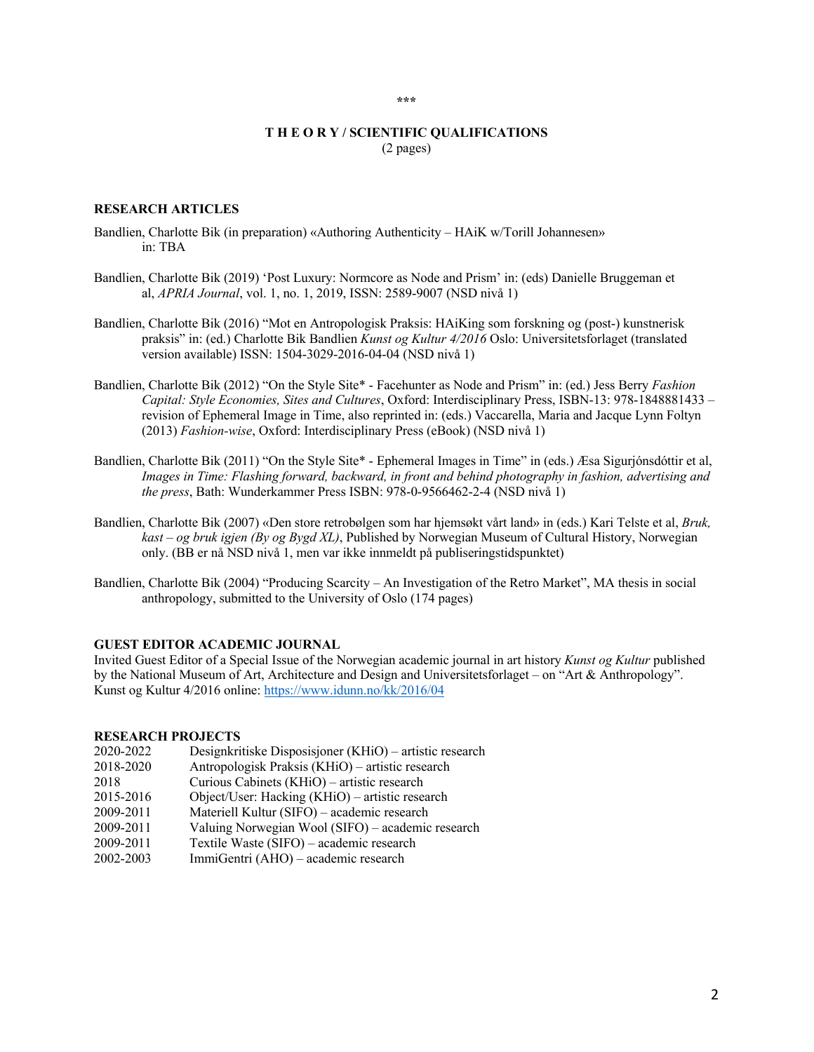\*\*\*

## T H E O R Y / SCIENTIFIC QUALIFICATIONS

(2 pages)

### RESEARCH ARTICLES

Bandlien, Charlotte Bik (in preparation) «Authoring Authenticity – HAiK w/Torill Johannesen» in: TBA

Bandlien, Charlotte Bik (2019) 'Post Luxury: Normcore as Node and Prism' in: (eds) Danielle Bruggeman et al, *APRIA Journal*, vol. 1, no. 1, 2019, ISSN: 2589-9007 (NSD nivå 1)

Bandlien, Charlotte Bik (2016) "Mot en Antropologisk Praksis: HAiKing som forskning og (post-) kunstnerisk praksis" in: (ed.) Charlotte Bik Bandlien *Kunst og Kultur 4/2016* Oslo: Universitetsforlaget (translated version available) ISSN: 1504-3029-2016-04-04 (NSD nivå 1)

Bandlien, Charlotte Bik (2012) "On the Style Site* - Facehunter as Node and Prism" in: (ed.) Jess Berry *Fashion Capital: Style Economies, Sites and Cultures*, Oxford: Interdisciplinary Press, ISBN-13: 978-1848881433 – revision of Ephemeral Image in Time, also reprinted in: (eds.) Vaccarella, Maria and Jacque Lynn Foltyn (2013) *Fashion-wise*, Oxford: Interdisciplinary Press (eBook) (NSD nivå 1)

Bandlien, Charlotte Bik (2011) "On the Style Site* - Ephemeral Images in Time" in (eds.) Æsa Sigurjónsdóttir et al, *Images in Time: Flashing forward, backward, in front and behind photography in fashion, advertising and the press*, Bath: Wunderkammer Press ISBN: 978-0-9566462-2-4 (NSD nivå 1)

Bandlien, Charlotte Bik (2007) «Den store retrobølgen som har hjemsøkt vårt land» in (eds.) Kari Telste et al, *Bruk, kast – og bruk igjen (By og Bygd XL)*, Published by Norwegian Museum of Cultural History, Norwegian only. (BB er nå NSD nivå 1, men var ikke innmeldt på publiseringstidspunktet)

Bandlien, Charlotte Bik (2004) "Producing Scarcity – An Investigation of the Retro Market", MA thesis in social anthropology, submitted to the University of Oslo (174 pages)

### GUEST EDITOR ACADEMIC JOURNAL

Invited Guest Editor of a Special Issue of the Norwegian academic journal in art history *Kunst og Kultur* published by the National Museum of Art, Architecture and Design and Universitetsforlaget – on "Art & Anthropology". Kunst og Kultur 4/2016 online: https://www.idunn.no/kk/2016/04

### RESEARCH PROJECTS

| | |
|---|---|
| 2020-2022 | Designkritiske Disposisjoner (KHiO) – artistic research |
| 2018-2020 | Antropologisk Praksis (KHiO) – artistic research |
| 2018 | Curious Cabinets (KHiO) – artistic research |
| 2015-2016 | Object/User: Hacking (KHiO) – artistic research |
| 2009-2011 | Materiell Kultur (SIFO) – academic research |
| 2009-2011 | Valuing Norwegian Wool (SIFO) – academic research |
| 2009-2011 | Textile Waste (SIFO) – academic research |
| 2002-2003 | ImmiGentri (AHO) – academic research |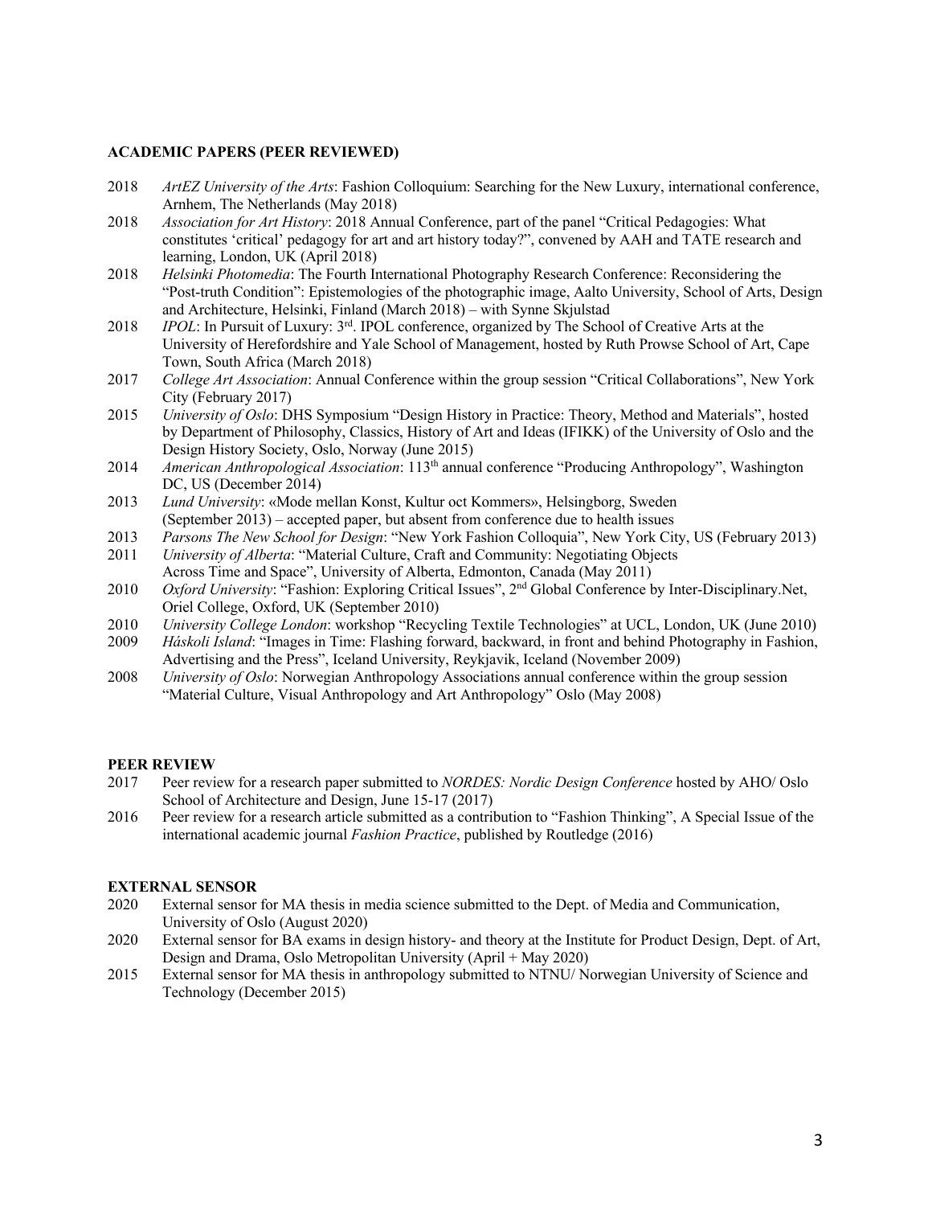**ACADEMIC PAPERS (PEER REVIEWED)**

2018 *ArtEZ University of the Arts*: Fashion Colloquium: Searching for the New Luxury, international conference, Arnhem, The Netherlands (May 2018)

2018 *Association for Art History*: 2018 Annual Conference, part of the panel "Critical Pedagogies: What constitutes 'critical' pedagogy for art and art history today?", convened by AAH and TATE research and learning, London, UK (April 2018)

2018 *Helsinki Photomedia*: The Fourth International Photography Research Conference: Reconsidering the "Post-truth Condition": Epistemologies of the photographic image, Aalto University, School of Arts, Design and Architecture, Helsinki, Finland (March 2018) – with Synne Skjulstad

2018 *IPOL*: In Pursuit of Luxury: 3rd. IPOL conference, organized by The School of Creative Arts at the University of Herefordshire and Yale School of Management, hosted by Ruth Prowse School of Art, Cape Town, South Africa (March 2018)

2017 *College Art Association*: Annual Conference within the group session "Critical Collaborations", New York City (February 2017)

2015 *University of Oslo*: DHS Symposium "Design History in Practice: Theory, Method and Materials", hosted by Department of Philosophy, Classics, History of Art and Ideas (IFIKK) of the University of Oslo and the Design History Society, Oslo, Norway (June 2015)

2014 *American Anthropological Association*: 113th annual conference "Producing Anthropology", Washington DC, US (December 2014)

2013 *Lund University*: «Mode mellan Konst, Kultur oct Kommers», Helsingborg, Sweden (September 2013) – accepted paper, but absent from conference due to health issues

2013 *Parsons The New School for Design*: "New York Fashion Colloquia", New York City, US (February 2013)

2011 *University of Alberta*: "Material Culture, Craft and Community: Negotiating Objects Across Time and Space", University of Alberta, Edmonton, Canada (May 2011)

2010 *Oxford University*: "Fashion: Exploring Critical Issues", 2nd Global Conference by Inter-Disciplinary.Net, Oriel College, Oxford, UK (September 2010)

2010 *University College London*: workshop "Recycling Textile Technologies" at UCL, London, UK (June 2010)

2009 *Háskoli Island*: "Images in Time: Flashing forward, backward, in front and behind Photography in Fashion, Advertising and the Press", Iceland University, Reykjavik, Iceland (November 2009)

2008 *University of Oslo*: Norwegian Anthropology Associations annual conference within the group session "Material Culture, Visual Anthropology and Art Anthropology" Oslo (May 2008)

**PEER REVIEW**

2017 Peer review for a research paper submitted to *NORDES: Nordic Design Conference* hosted by AHO/ Oslo School of Architecture and Design, June 15-17 (2017)

2016 Peer review for a research article submitted as a contribution to "Fashion Thinking", A Special Issue of the international academic journal *Fashion Practice*, published by Routledge (2016)

**EXTERNAL SENSOR**

2020 External sensor for MA thesis in media science submitted to the Dept. of Media and Communication, University of Oslo (August 2020)

2020 External sensor for BA exams in design history- and theory at the Institute for Product Design, Dept. of Art, Design and Drama, Oslo Metropolitan University (April + May 2020)

2015 External sensor for MA thesis in anthropology submitted to NTNU/ Norwegian University of Science and Technology (December 2015)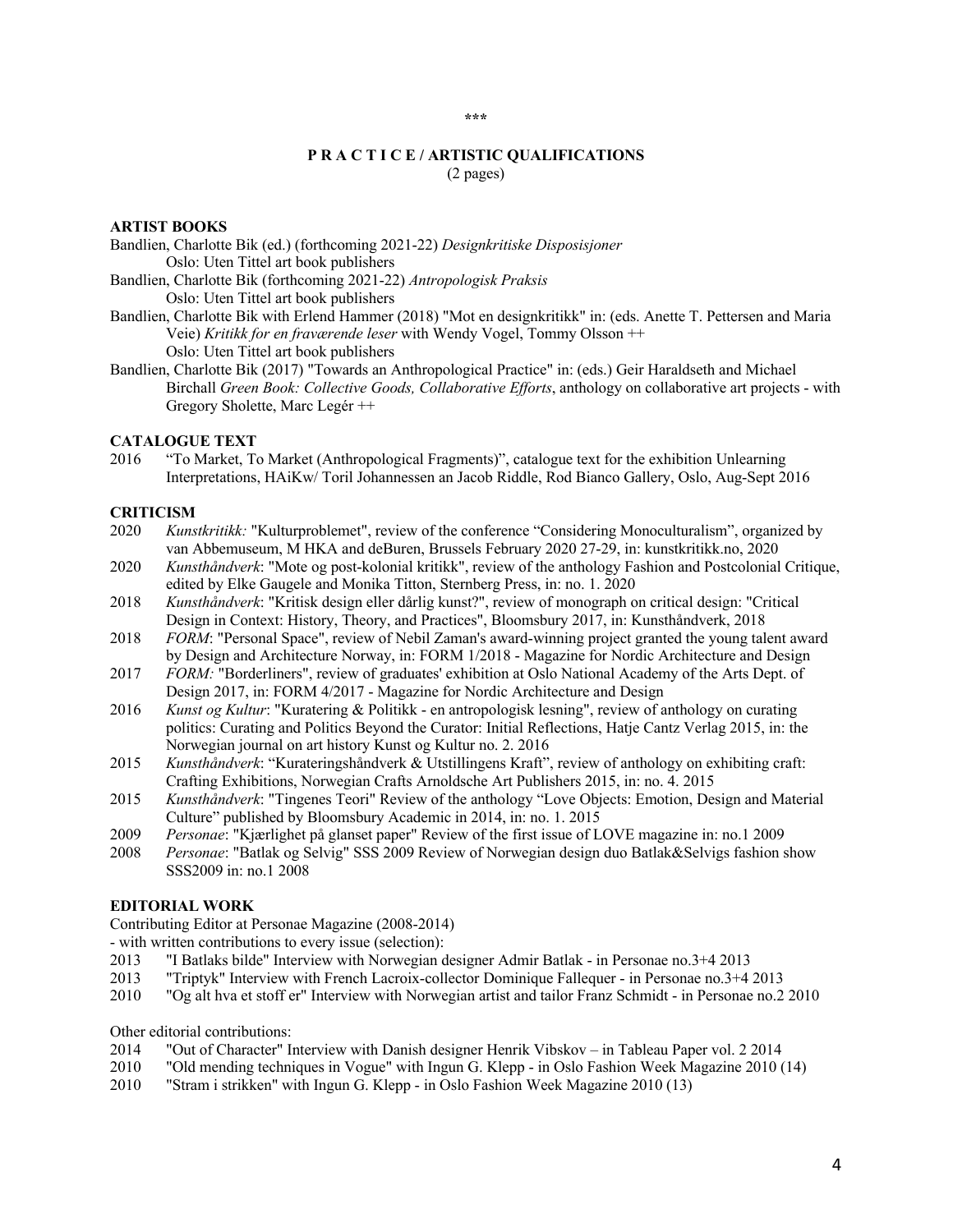\*\*\*

## P R A C T I C E / ARTISTIC QUALIFICATIONS

(2 pages)

### ARTIST BOOKS

Bandlien, Charlotte Bik (ed.) (forthcoming 2021-22) *Designkritiske Disposisjoner*
Oslo: Uten Tittel art book publishers

Bandlien, Charlotte Bik (forthcoming 2021-22) *Antropologisk Praksis*
Oslo: Uten Tittel art book publishers

Bandlien, Charlotte Bik with Erlend Hammer (2018) "Mot en designkritikk" in: (eds. Anette T. Pettersen and Maria Veie) *Kritikk for en fraværende leser* with Wendy Vogel, Tommy Olsson ++
Oslo: Uten Tittel art book publishers

Bandlien, Charlotte Bik (2017) "Towards an Anthropological Practice" in: (eds.) Geir Haraldseth and Michael Birchall *Green Book: Collective Goods, Collaborative Efforts*, anthology on collaborative art projects - with Gregory Sholette, Marc Legér ++

### CATALOGUE TEXT

2016 "To Market, To Market (Anthropological Fragments)", catalogue text for the exhibition Unlearning Interpretations, HAiKw/ Toril Johannessen an Jacob Riddle, Rod Bianco Gallery, Oslo, Aug-Sept 2016

### CRITICISM

2020 *Kunstkritikk:* "Kulturproblemet", review of the conference "Considering Monoculturalism", organized by van Abbemuseum, M HKA and deBuren, Brussels February 2020 27-29, in: kunstkritikk.no, 2020

2020 *Kunsthåndverk*: "Mote og post-kolonial kritikk", review of the anthology Fashion and Postcolonial Critique, edited by Elke Gaugele and Monika Titton, Sternberg Press, in: no. 1. 2020

2018 *Kunsthåndverk*: "Kritisk design eller dårlig kunst?", review of monograph on critical design: "Critical Design in Context: History, Theory, and Practices", Bloomsbury 2017, in: Kunsthåndverk, 2018

2018 *FORM*: "Personal Space", review of Nebil Zaman's award-winning project granted the young talent award by Design and Architecture Norway, in: FORM 1/2018 - Magazine for Nordic Architecture and Design

2017 *FORM:* "Borderliners", review of graduates' exhibition at Oslo National Academy of the Arts Dept. of Design 2017, in: FORM 4/2017 - Magazine for Nordic Architecture and Design

2016 *Kunst og Kultur*: "Kuratering & Politikk - en antropologisk lesning", review of anthology on curating politics: Curating and Politics Beyond the Curator: Initial Reflections, Hatje Cantz Verlag 2015, in: the Norwegian journal on art history Kunst og Kultur no. 2. 2016

2015 *Kunsthåndverk*: "Kurateringshåndverk & Utstillingens Kraft", review of anthology on exhibiting craft: Crafting Exhibitions, Norwegian Crafts Arnoldsche Art Publishers 2015, in: no. 4. 2015

2015 *Kunsthåndverk*: "Tingenes Teori" Review of the anthology "Love Objects: Emotion, Design and Material Culture" published by Bloomsbury Academic in 2014, in: no. 1. 2015

2009 *Personae*: "Kjærlighet på glanset paper" Review of the first issue of LOVE magazine in: no.1 2009

2008 *Personae*: "Batlak og Selvig" SSS 2009 Review of Norwegian design duo Batlak&Selvigs fashion show SSS2009 in: no.1 2008

### EDITORIAL WORK

Contributing Editor at Personae Magazine (2008-2014)
- with written contributions to every issue (selection):

2013 "I Batlaks bilde" Interview with Norwegian designer Admir Batlak - in Personae no.3+4 2013

2013 "Triptyk" Interview with French Lacroix-collector Dominique Fallequer - in Personae no.3+4 2013

2010 "Og alt hva et stoff er" Interview with Norwegian artist and tailor Franz Schmidt - in Personae no.2 2010

Other editorial contributions:

2014 "Out of Character" Interview with Danish designer Henrik Vibskov – in Tableau Paper vol. 2 2014

2010 "Old mending techniques in Vogue" with Ingun G. Klepp - in Oslo Fashion Week Magazine 2010 (14)

2010 "Stram i strikken" with Ingun G. Klepp - in Oslo Fashion Week Magazine 2010 (13)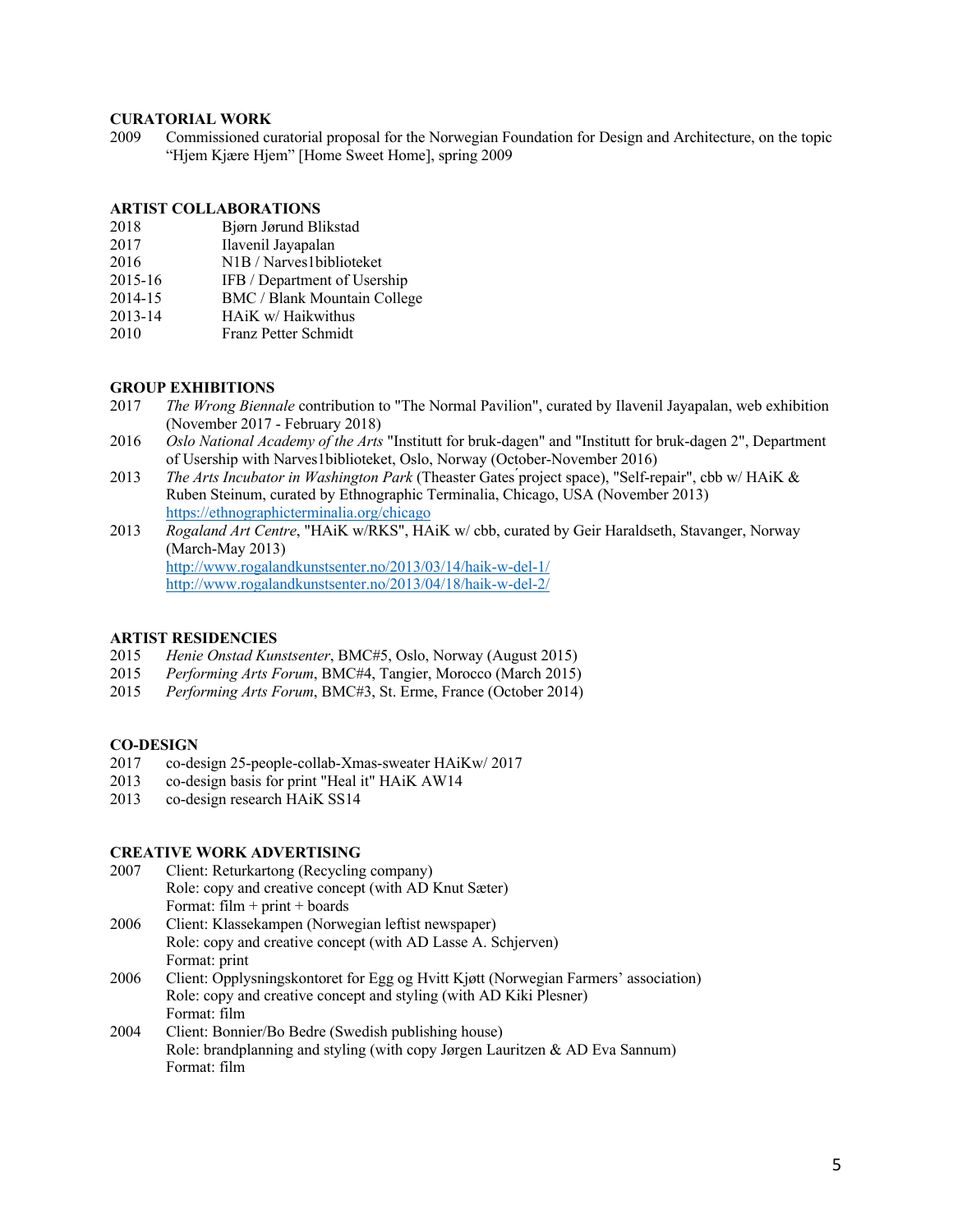## CURATORIAL WORK

2009 Commissioned curatorial proposal for the Norwegian Foundation for Design and Architecture, on the topic "Hjem Kjære Hjem" [Home Sweet Home], spring 2009

## ARTIST COLLABORATIONS

2018 Bjørn Jørund Blikstad
2017 Ilavenil Jayapalan
2016 N1B / Narves1biblioteket
2015-16 IFB / Department of Usership
2014-15 BMC / Blank Mountain College
2013-14 HAiK w/ Haikwithus
2010 Franz Petter Schmidt

## GROUP EXHIBITIONS

2017 *The Wrong Biennale* contribution to "The Normal Pavilion", curated by Ilavenil Jayapalan, web exhibition (November 2017 - February 2018)
2016 *Oslo National Academy of the Arts* "Institutt for bruk-dagen" and "Institutt for bruk-dagen 2", Department of Usership with Narves1biblioteket, Oslo, Norway (October-November 2016)
2013 *The Arts Incubator in Washington Park* (Theaster Gates ́project space), "Self-repair", cbb w/ HAiK & Ruben Steinum, curated by Ethnographic Terminalia, Chicago, USA (November 2013)
https://ethnographicterminalia.org/chicago
2013 *Rogaland Art Centre*, "HAiK w/RKS", HAiK w/ cbb, curated by Geir Haraldseth, Stavanger, Norway (March-May 2013)
http://www.rogalandkunstsenter.no/2013/03/14/haik-w-del-1/
http://www.rogalandkunstsenter.no/2013/04/18/haik-w-del-2/

## ARTIST RESIDENCIES

2015 *Henie Onstad Kunstsenter*, BMC#5, Oslo, Norway (August 2015)
2015 *Performing Arts Forum*, BMC#4, Tangier, Morocco (March 2015)
2015 *Performing Arts Forum*, BMC#3, St. Erme, France (October 2014)

## CO-DESIGN

2017 co-design 25-people-collab-Xmas-sweater HAiKw/ 2017
2013 co-design basis for print "Heal it" HAiK AW14
2013 co-design research HAiK SS14

## CREATIVE WORK ADVERTISING

2007 Client: Returkartong (Recycling company)
Role: copy and creative concept (with AD Knut Sæter)
Format: film + print + boards
2006 Client: Klassekampen (Norwegian leftist newspaper)
Role: copy and creative concept (with AD Lasse A. Schjerven)
Format: print
2006 Client: Opplysningskontoret for Egg og Hvitt Kjøtt (Norwegian Farmers' association)
Role: copy and creative concept and styling (with AD Kiki Plesner)
Format: film
2004 Client: Bonnier/Bo Bedre (Swedish publishing house)
Role: brandplanning and styling (with copy Jørgen Lauritzen & AD Eva Sannum)
Format: film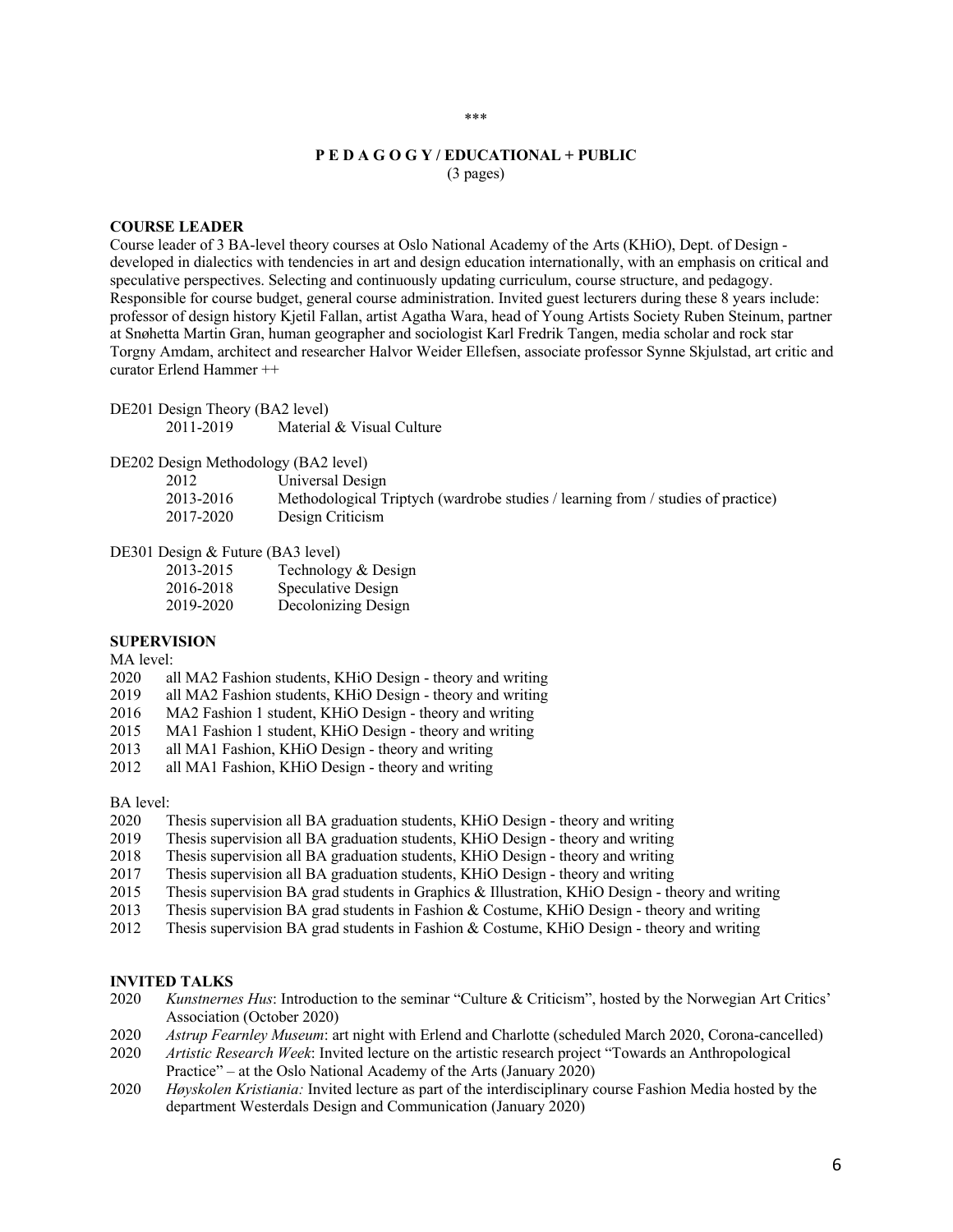***

## P E D A G O G Y / EDUCATIONAL + PUBLIC

(3 pages)

**COURSE LEADER**

Course leader of 3 BA-level theory courses at Oslo National Academy of the Arts (KHiO), Dept. of Design - developed in dialectics with tendencies in art and design education internationally, with an emphasis on critical and speculative perspectives. Selecting and continuously updating curriculum, course structure, and pedagogy. Responsible for course budget, general course administration. Invited guest lecturers during these 8 years include: professor of design history Kjetil Fallan, artist Agatha Wara, head of Young Artists Society Ruben Steinum, partner at Snøhetta Martin Gran, human geographer and sociologist Karl Fredrik Tangen, media scholar and rock star Torgny Amdam, architect and researcher Halvor Weider Ellefsen, associate professor Synne Skjulstad, art critic and curator Erlend Hammer ++

DE201 Design Theory (BA2 level)

- 2011-2019 Material & Visual Culture

DE202 Design Methodology (BA2 level)

- 2012 Universal Design
- 2013-2016 Methodological Triptych (wardrobe studies / learning from / studies of practice)
- 2017-2020 Design Criticism

DE301 Design & Future (BA3 level)

- 2013-2015 Technology & Design
- 2016-2018 Speculative Design
- 2019-2020 Decolonizing Design

**SUPERVISION**

MA level:

- 2020 all MA2 Fashion students, KHiO Design - theory and writing
- 2019 all MA2 Fashion students, KHiO Design - theory and writing
- 2016 MA2 Fashion 1 student, KHiO Design - theory and writing
- 2015 MA1 Fashion 1 student, KHiO Design - theory and writing
- 2013 all MA1 Fashion, KHiO Design - theory and writing
- 2012 all MA1 Fashion, KHiO Design - theory and writing

BA level:

- 2020 Thesis supervision all BA graduation students, KHiO Design - theory and writing
- 2019 Thesis supervision all BA graduation students, KHiO Design - theory and writing
- 2018 Thesis supervision all BA graduation students, KHiO Design - theory and writing
- 2017 Thesis supervision all BA graduation students, KHiO Design - theory and writing
- 2015 Thesis supervision BA grad students in Graphics & Illustration, KHiO Design - theory and writing
- 2013 Thesis supervision BA grad students in Fashion & Costume, KHiO Design - theory and writing
- 2012 Thesis supervision BA grad students in Fashion & Costume, KHiO Design - theory and writing

**INVITED TALKS**

- 2020 *Kunstnernes Hus*: Introduction to the seminar "Culture & Criticism", hosted by the Norwegian Art Critics' Association (October 2020)
- 2020 *Astrup Fearnley Museum*: art night with Erlend and Charlotte (scheduled March 2020, Corona-cancelled)
- 2020 *Artistic Research Week*: Invited lecture on the artistic research project "Towards an Anthropological Practice" – at the Oslo National Academy of the Arts (January 2020)
- 2020 *Høyskolen Kristiania:* Invited lecture as part of the interdisciplinary course Fashion Media hosted by the department Westerdals Design and Communication (January 2020)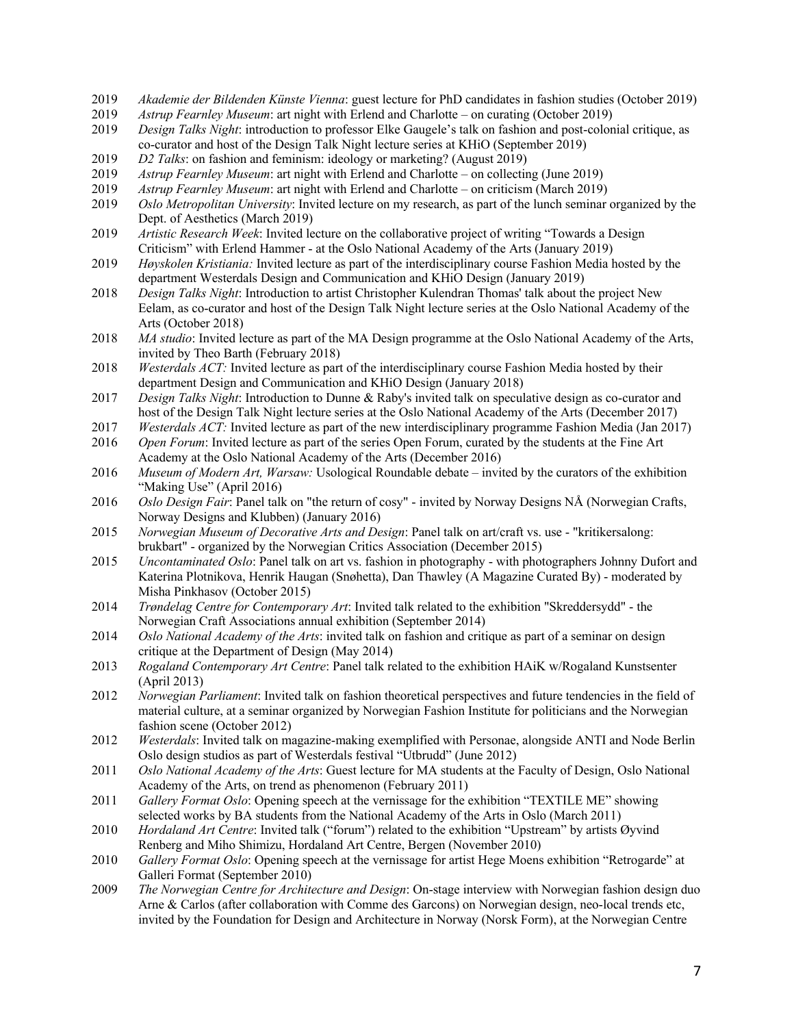2019 *Akademie der Bildenden Künste Vienna*: guest lecture for PhD candidates in fashion studies (October 2019)

2019 *Astrup Fearnley Museum*: art night with Erlend and Charlotte – on curating (October 2019)

2019 *Design Talks Night*: introduction to professor Elke Gaugele's talk on fashion and post-colonial critique, as co-curator and host of the Design Talk Night lecture series at KHiO (September 2019)

2019 *D2 Talks*: on fashion and feminism: ideology or marketing? (August 2019)

2019 *Astrup Fearnley Museum*: art night with Erlend and Charlotte – on collecting (June 2019)

2019 *Astrup Fearnley Museum*: art night with Erlend and Charlotte – on criticism (March 2019)

2019 *Oslo Metropolitan University*: Invited lecture on my research, as part of the lunch seminar organized by the Dept. of Aesthetics (March 2019)

2019 *Artistic Research Week*: Invited lecture on the collaborative project of writing "Towards a Design Criticism" with Erlend Hammer - at the Oslo National Academy of the Arts (January 2019)

2019 *Høyskolen Kristiania:* Invited lecture as part of the interdisciplinary course Fashion Media hosted by the department Westerdals Design and Communication and KHiO Design (January 2019)

2018 *Design Talks Night*: Introduction to artist Christopher Kulendran Thomas' talk about the project New Eelam, as co-curator and host of the Design Talk Night lecture series at the Oslo National Academy of the Arts (October 2018)

2018 *MA studio*: Invited lecture as part of the MA Design programme at the Oslo National Academy of the Arts, invited by Theo Barth (February 2018)

2018 *Westerdals ACT:* Invited lecture as part of the interdisciplinary course Fashion Media hosted by their department Design and Communication and KHiO Design (January 2018)

2017 *Design Talks Night*: Introduction to Dunne & Raby's invited talk on speculative design as co-curator and host of the Design Talk Night lecture series at the Oslo National Academy of the Arts (December 2017)

2017 *Westerdals ACT:* Invited lecture as part of the new interdisciplinary programme Fashion Media (Jan 2017)

2016 *Open Forum*: Invited lecture as part of the series Open Forum, curated by the students at the Fine Art Academy at the Oslo National Academy of the Arts (December 2016)

2016 *Museum of Modern Art, Warsaw:* Usological Roundable debate – invited by the curators of the exhibition "Making Use" (April 2016)

2016 *Oslo Design Fair*: Panel talk on "the return of cosy" - invited by Norway Designs NÅ (Norwegian Crafts, Norway Designs and Klubben) (January 2016)

2015 *Norwegian Museum of Decorative Arts and Design*: Panel talk on art/craft vs. use - "kritikersalong: brukbart" - organized by the Norwegian Critics Association (December 2015)

2015 *Uncontaminated Oslo*: Panel talk on art vs. fashion in photography - with photographers Johnny Dufort and Katerina Plotnikova, Henrik Haugan (Snøhetta), Dan Thawley (A Magazine Curated By) - moderated by Misha Pinkhasov (October 2015)

2014 *Trøndelag Centre for Contemporary Art*: Invited talk related to the exhibition "Skreddersydd" - the Norwegian Craft Associations annual exhibition (September 2014)

2014 *Oslo National Academy of the Arts*: invited talk on fashion and critique as part of a seminar on design critique at the Department of Design (May 2014)

2013 *Rogaland Contemporary Art Centre*: Panel talk related to the exhibition HAiK w/Rogaland Kunstsenter (April 2013)

2012 *Norwegian Parliament*: Invited talk on fashion theoretical perspectives and future tendencies in the field of material culture, at a seminar organized by Norwegian Fashion Institute for politicians and the Norwegian fashion scene (October 2012)

2012 *Westerdals*: Invited talk on magazine-making exemplified with Personae, alongside ANTI and Node Berlin Oslo design studios as part of Westerdals festival "Utbrudd" (June 2012)

2011 *Oslo National Academy of the Arts*: Guest lecture for MA students at the Faculty of Design, Oslo National Academy of the Arts, on trend as phenomenon (February 2011)

2011 *Gallery Format Oslo*: Opening speech at the vernissage for the exhibition "TEXTILE ME" showing selected works by BA students from the National Academy of the Arts in Oslo (March 2011)

2010 *Hordaland Art Centre*: Invited talk ("forum") related to the exhibition "Upstream" by artists Øyvind Renberg and Miho Shimizu, Hordaland Art Centre, Bergen (November 2010)

2010 *Gallery Format Oslo*: Opening speech at the vernissage for artist Hege Moens exhibition "Retrogarde" at Galleri Format (September 2010)

2009 *The Norwegian Centre for Architecture and Design*: On-stage interview with Norwegian fashion design duo Arne & Carlos (after collaboration with Comme des Garcons) on Norwegian design, neo-local trends etc, invited by the Foundation for Design and Architecture in Norway (Norsk Form), at the Norwegian Centre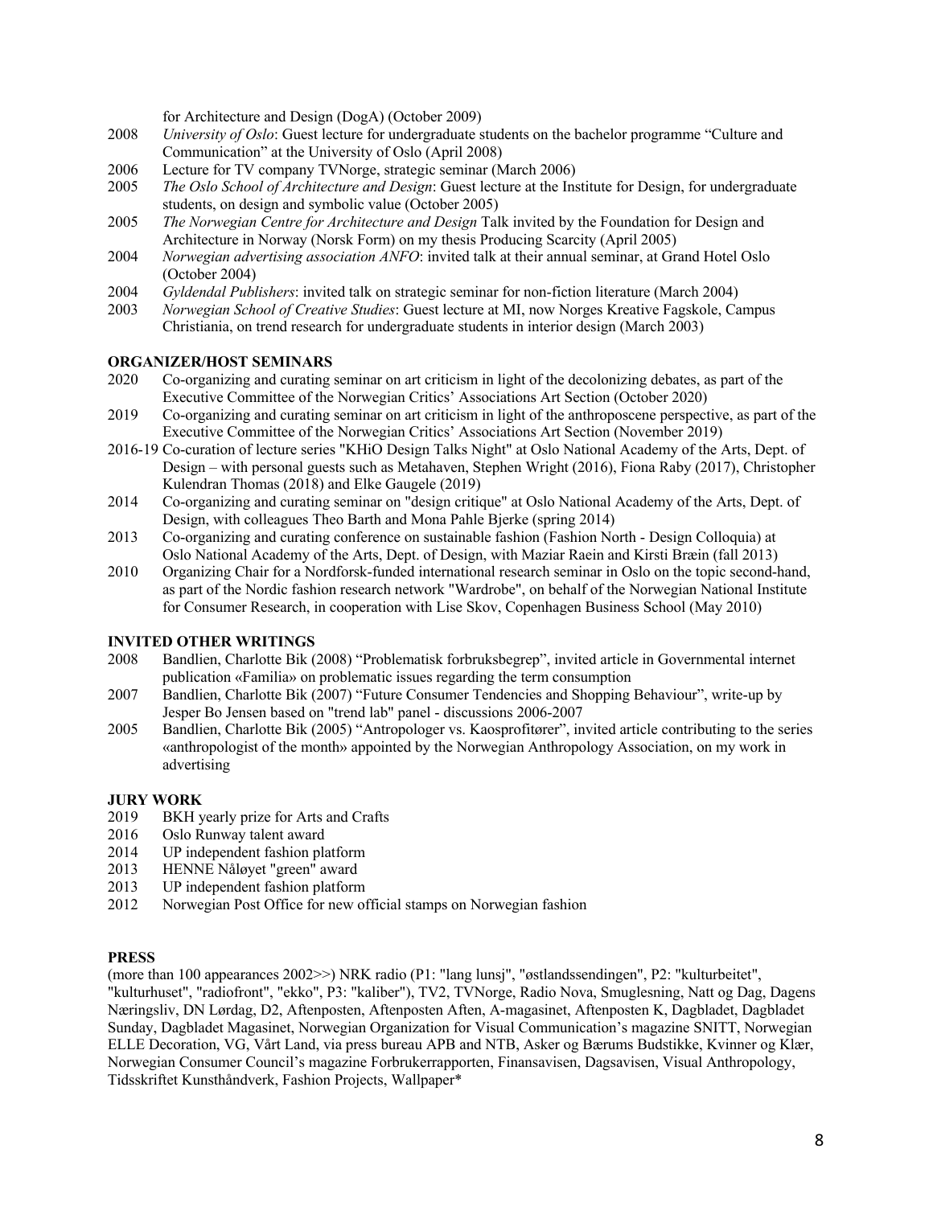for Architecture and Design (DogA) (October 2009)

2008 *University of Oslo*: Guest lecture for undergraduate students on the bachelor programme "Culture and Communication" at the University of Oslo (April 2008)

2006 Lecture for TV company TVNorge, strategic seminar (March 2006)

2005 *The Oslo School of Architecture and Design*: Guest lecture at the Institute for Design, for undergraduate students, on design and symbolic value (October 2005)

2005 *The Norwegian Centre for Architecture and Design* Talk invited by the Foundation for Design and Architecture in Norway (Norsk Form) on my thesis Producing Scarcity (April 2005)

2004 *Norwegian advertising association ANFO*: invited talk at their annual seminar, at Grand Hotel Oslo (October 2004)

2004 *Gyldendal Publishers*: invited talk on strategic seminar for non-fiction literature (March 2004)

2003 *Norwegian School of Creative Studies*: Guest lecture at MI, now Norges Kreative Fagskole, Campus Christiania, on trend research for undergraduate students in interior design (March 2003)

**ORGANIZER/HOST SEMINARS**

2020 Co-organizing and curating seminar on art criticism in light of the decolonizing debates, as part of the Executive Committee of the Norwegian Critics' Associations Art Section (October 2020)

2019 Co-organizing and curating seminar on art criticism in light of the anthroposcene perspective, as part of the Executive Committee of the Norwegian Critics' Associations Art Section (November 2019)

2016-19 Co-curation of lecture series "KHiO Design Talks Night" at Oslo National Academy of the Arts, Dept. of Design – with personal guests such as Metahaven, Stephen Wright (2016), Fiona Raby (2017), Christopher Kulendran Thomas (2018) and Elke Gaugele (2019)

2014 Co-organizing and curating seminar on "design critique" at Oslo National Academy of the Arts, Dept. of Design, with colleagues Theo Barth and Mona Pahle Bjerke (spring 2014)

2013 Co-organizing and curating conference on sustainable fashion (Fashion North - Design Colloquia) at Oslo National Academy of the Arts, Dept. of Design, with Maziar Raein and Kirsti Bræin (fall 2013)

2010 Organizing Chair for a Nordforsk-funded international research seminar in Oslo on the topic second-hand, as part of the Nordic fashion research network "Wardrobe", on behalf of the Norwegian National Institute for Consumer Research, in cooperation with Lise Skov, Copenhagen Business School (May 2010)

**INVITED OTHER WRITINGS**

2008 Bandlien, Charlotte Bik (2008) "Problematisk forbruksbegrep", invited article in Governmental internet publication «Familia» on problematic issues regarding the term consumption

2007 Bandlien, Charlotte Bik (2007) "Future Consumer Tendencies and Shopping Behaviour", write-up by Jesper Bo Jensen based on "trend lab" panel - discussions 2006-2007

2005 Bandlien, Charlotte Bik (2005) "Antropologer vs. Kaosprofitører", invited article contributing to the series «anthropologist of the month» appointed by the Norwegian Anthropology Association, on my work in advertising

**JURY WORK**

2019 BKH yearly prize for Arts and Crafts

2016 Oslo Runway talent award

2014 UP independent fashion platform

2013 HENNE Nåløyet "green" award

2013 UP independent fashion platform

2012 Norwegian Post Office for new official stamps on Norwegian fashion

**PRESS**

(more than 100 appearances 2002>>) NRK radio (P1: "lang lunsj", "østlandssendingen", P2: "kulturbeitet", "kulturhuset", "radiofront", "ekko", P3: "kaliber"), TV2, TVNorge, Radio Nova, Smuglesning, Natt og Dag, Dagens Næringsliv, DN Lørdag, D2, Aftenposten, Aftenposten Aften, A-magasinet, Aftenposten K, Dagbladet, Dagbladet Sunday, Dagbladet Magasinet, Norwegian Organization for Visual Communication's magazine SNITT, Norwegian ELLE Decoration, VG, Vårt Land, via press bureau APB and NTB, Asker og Bærums Budstikke, Kvinner og Klær, Norwegian Consumer Council's magazine Forbrukerrapporten, Finansavisen, Dagsavisen, Visual Anthropology, Tidsskriftet Kunsthåndverk, Fashion Projects, Wallpaper*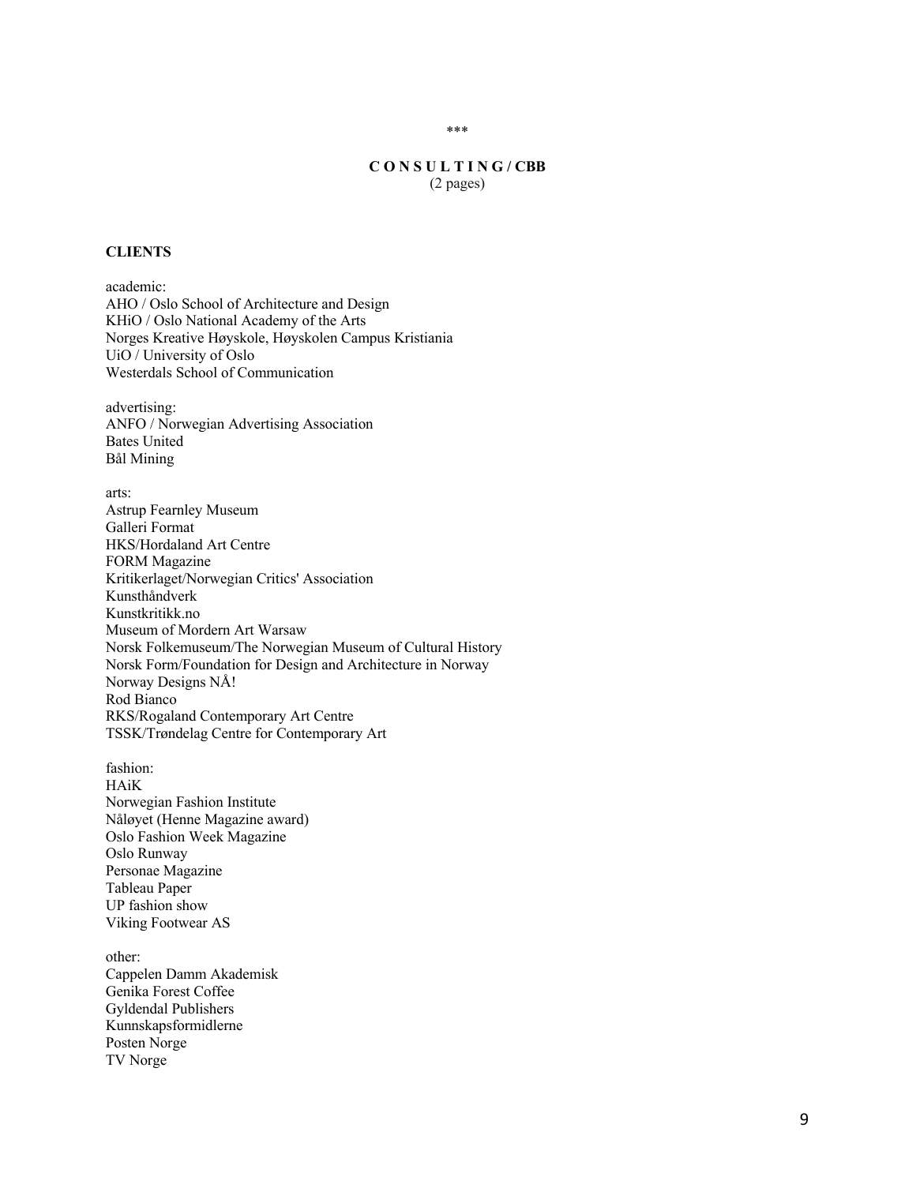\*\*\*

## C O N S U L T I N G / CBB

(2 pages)

**CLIENTS**

academic:
AHO / Oslo School of Architecture and Design
KHiO / Oslo National Academy of the Arts
Norges Kreative Høyskole, Høyskolen Campus Kristiania
UiO / University of Oslo
Westerdals School of Communication

advertising:
ANFO / Norwegian Advertising Association
Bates United
Bål Mining

arts:
Astrup Fearnley Museum
Galleri Format
HKS/Hordaland Art Centre
FORM Magazine
Kritikerlaget/Norwegian Critics' Association
Kunsthåndverk
Kunstkritikk.no
Museum of Mordern Art Warsaw
Norsk Folkemuseum/The Norwegian Museum of Cultural History
Norsk Form/Foundation for Design and Architecture in Norway
Norway Designs NÅ!
Rod Bianco
RKS/Rogaland Contemporary Art Centre
TSSK/Trøndelag Centre for Contemporary Art

fashion:
HAiK
Norwegian Fashion Institute
Nåløyet (Henne Magazine award)
Oslo Fashion Week Magazine
Oslo Runway
Personae Magazine
Tableau Paper
UP fashion show
Viking Footwear AS

other:
Cappelen Damm Akademisk
Genika Forest Coffee
Gyldendal Publishers
Kunnskapsformidlerne
Posten Norge
TV Norge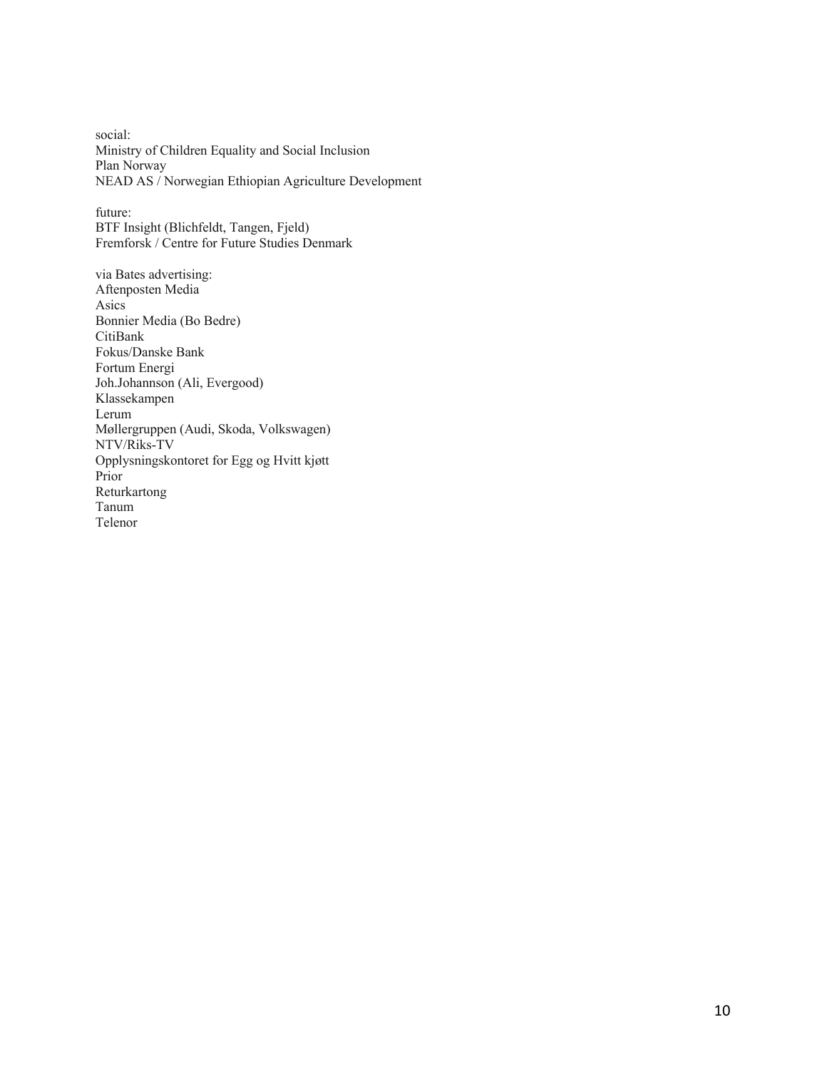social:
Ministry of Children Equality and Social Inclusion
Plan Norway
NEAD AS / Norwegian Ethiopian Agriculture Development

future:
BTF Insight (Blichfeldt, Tangen, Fjeld)
Fremforsk / Centre for Future Studies Denmark

via Bates advertising:
Aftenposten Media
Asics
Bonnier Media (Bo Bedre)
CitiBank
Fokus/Danske Bank
Fortum Energi
Joh.Johannson (Ali, Evergood)
Klassekampen
Lerum
Møllergruppen (Audi, Skoda, Volkswagen)
NTV/Riks-TV
Opplysningskontoret for Egg og Hvitt kjøtt
Prior
Returkartong
Tanum
Telenor